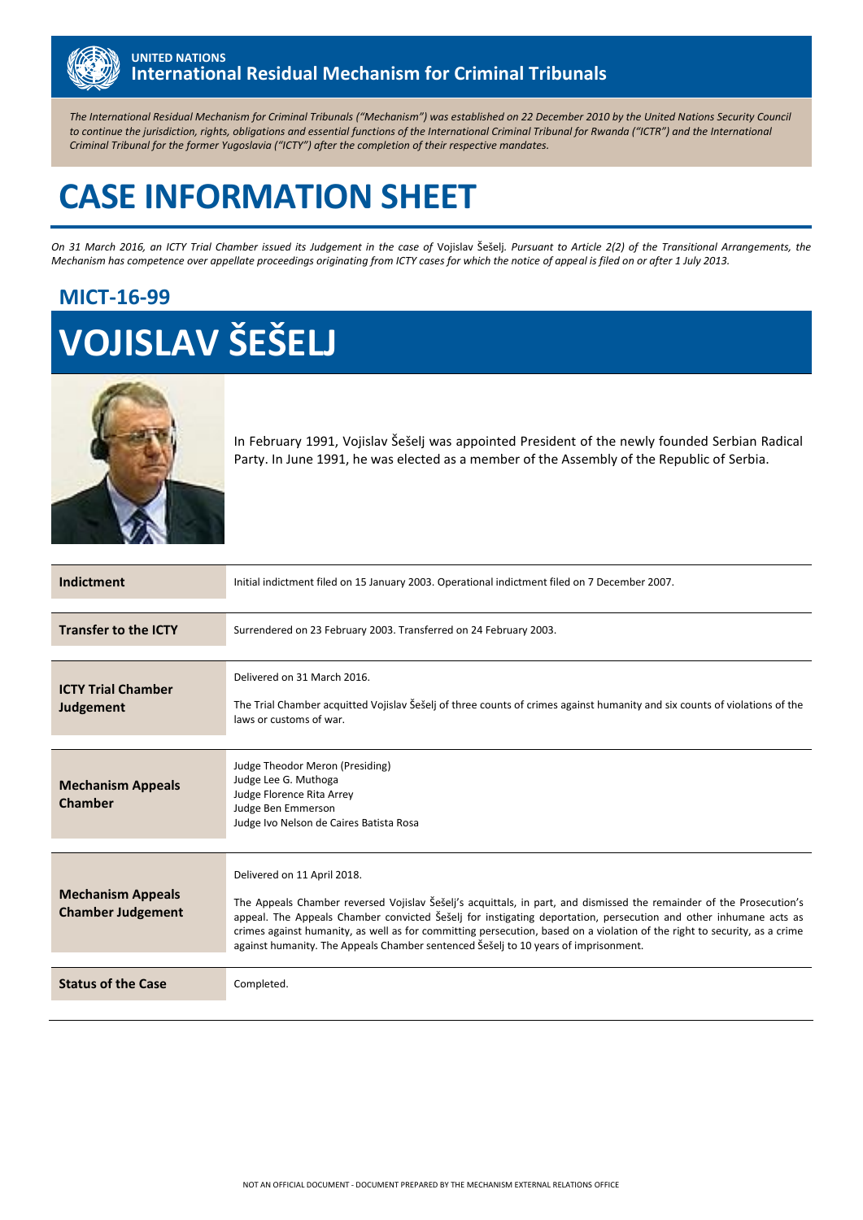**UNITED NATIONS**
**International Residual Mechanism for Criminal Tribunals**

*The International Residual Mechanism for Criminal Tribunals ("Mechanism") was established on 22 December 2010 by the United Nations Security Council to continue the jurisdiction, rights, obligations and essential functions of the International Criminal Tribunal for Rwanda ("ICTR") and the International Criminal Tribunal for the former Yugoslavia ("ICTY") after the completion of their respective mandates.*

# CASE INFORMATION SHEET

*On 31 March 2016, an ICTY Trial Chamber issued its Judgement in the case of* Vojislav Šešelj*. Pursuant to Article 2(2) of the Transitional Arrangements, the Mechanism has competence over appellate proceedings originating from ICTY cases for which the notice of appeal is filed on or after 1 July 2013.*

## MICT-16-99

# VOJISLAV ŠEŠELJ

In February 1991, Vojislav Šešelj was appointed President of the newly founded Serbian Radical Party. In June 1991, he was elected as a member of the Assembly of the Republic of Serbia.

| | |
|---|---|
| **Indictment** | Initial indictment filed on 15 January 2003. Operational indictment filed on 7 December 2007. |
| **Transfer to the ICTY** | Surrendered on 23 February 2003. Transferred on 24 February 2003. |
| **ICTY Trial Chamber Judgement** | Delivered on 31 March 2016.<br><br>The Trial Chamber acquitted Vojislav Šešelj of three counts of crimes against humanity and six counts of violations of the laws or customs of war. |
| **Mechanism Appeals Chamber** | Judge Theodor Meron (Presiding)<br>Judge Lee G. Muthoga<br>Judge Florence Rita Arrey<br>Judge Ben Emmerson<br>Judge Ivo Nelson de Caires Batista Rosa |
| **Mechanism Appeals Chamber Judgement** | Delivered on 11 April 2018.<br><br>The Appeals Chamber reversed Vojislav Šešelj's acquittals, in part, and dismissed the remainder of the Prosecution's appeal. The Appeals Chamber convicted Šešelj for instigating deportation, persecution and other inhumane acts as crimes against humanity, as well as for committing persecution, based on a violation of the right to security, as a crime against humanity. The Appeals Chamber sentenced Šešelj to 10 years of imprisonment. |
| **Status of the Case** | Completed. |

NOT AN OFFICIAL DOCUMENT - DOCUMENT PREPARED BY THE MECHANISM EXTERNAL RELATIONS OFFICE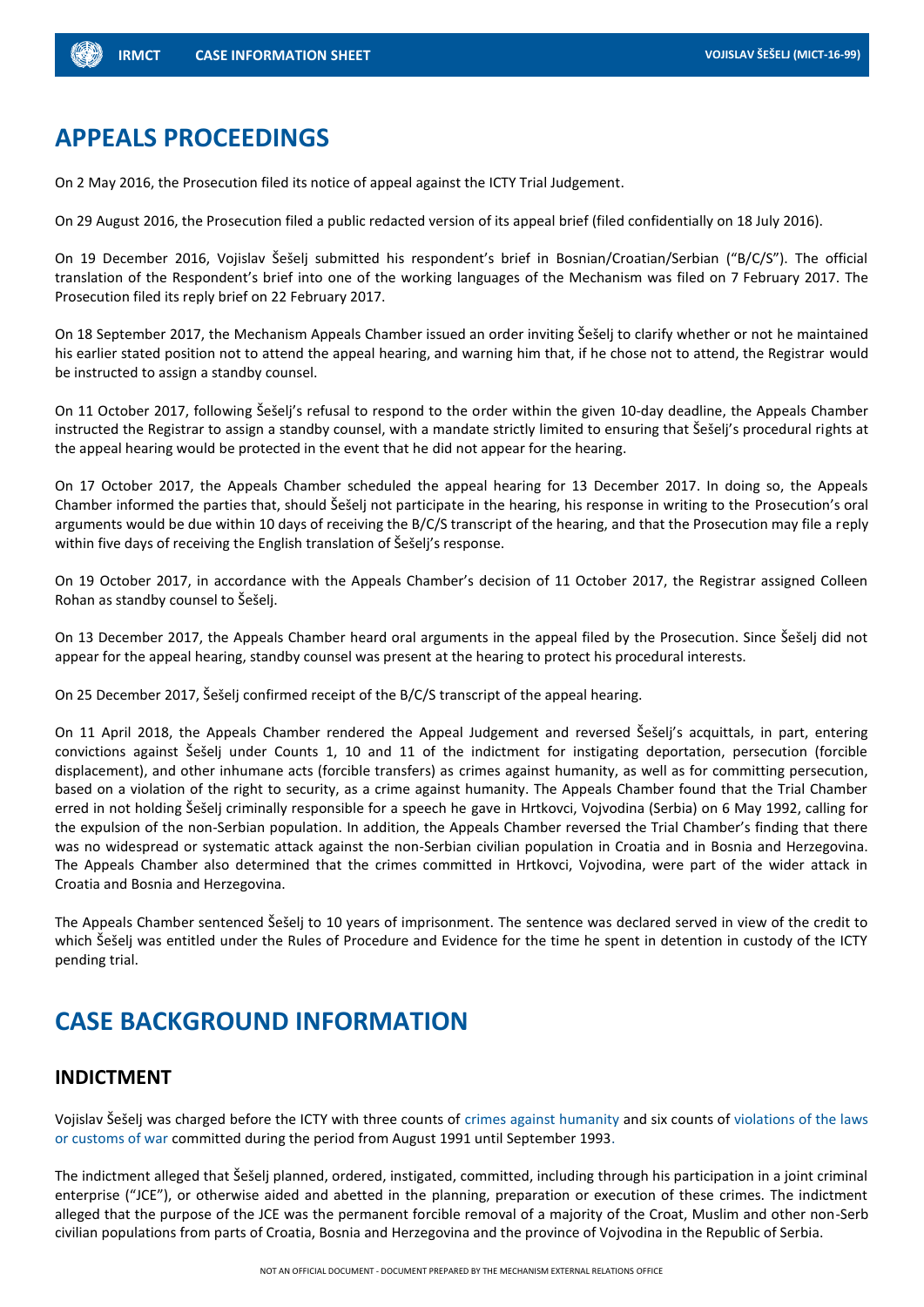## APPEALS PROCEEDINGS

On 2 May 2016, the Prosecution filed its notice of appeal against the ICTY Trial Judgement.

On 29 August 2016, the Prosecution filed a public redacted version of its appeal brief (filed confidentially on 18 July 2016).

On 19 December 2016, Vojislav Šešelj submitted his respondent's brief in Bosnian/Croatian/Serbian ("B/C/S"). The official translation of the Respondent's brief into one of the working languages of the Mechanism was filed on 7 February 2017. The Prosecution filed its reply brief on 22 February 2017.

On 18 September 2017, the Mechanism Appeals Chamber issued an order inviting Šešelj to clarify whether or not he maintained his earlier stated position not to attend the appeal hearing, and warning him that, if he chose not to attend, the Registrar would be instructed to assign a standby counsel.

On 11 October 2017, following Šešelj's refusal to respond to the order within the given 10-day deadline, the Appeals Chamber instructed the Registrar to assign a standby counsel, with a mandate strictly limited to ensuring that Šešelj's procedural rights at the appeal hearing would be protected in the event that he did not appear for the hearing.

On 17 October 2017, the Appeals Chamber scheduled the appeal hearing for 13 December 2017. In doing so, the Appeals Chamber informed the parties that, should Šešelj not participate in the hearing, his response in writing to the Prosecution's oral arguments would be due within 10 days of receiving the B/C/S transcript of the hearing, and that the Prosecution may file a reply within five days of receiving the English translation of Šešelj's response.

On 19 October 2017, in accordance with the Appeals Chamber's decision of 11 October 2017, the Registrar assigned Colleen Rohan as standby counsel to Šešelj.

On 13 December 2017, the Appeals Chamber heard oral arguments in the appeal filed by the Prosecution. Since Šešelj did not appear for the appeal hearing, standby counsel was present at the hearing to protect his procedural interests.

On 25 December 2017, Šešelj confirmed receipt of the B/C/S transcript of the appeal hearing.

On 11 April 2018, the Appeals Chamber rendered the Appeal Judgement and reversed Šešelj's acquittals, in part, entering convictions against Šešelj under Counts 1, 10 and 11 of the indictment for instigating deportation, persecution (forcible displacement), and other inhumane acts (forcible transfers) as crimes against humanity, as well as for committing persecution, based on a violation of the right to security, as a crime against humanity. The Appeals Chamber found that the Trial Chamber erred in not holding Šešelj criminally responsible for a speech he gave in Hrtkovci, Vojvodina (Serbia) on 6 May 1992, calling for the expulsion of the non-Serbian population. In addition, the Appeals Chamber reversed the Trial Chamber's finding that there was no widespread or systematic attack against the non-Serbian civilian population in Croatia and in Bosnia and Herzegovina. The Appeals Chamber also determined that the crimes committed in Hrtkovci, Vojvodina, were part of the wider attack in Croatia and Bosnia and Herzegovina.

The Appeals Chamber sentenced Šešelj to 10 years of imprisonment. The sentence was declared served in view of the credit to which Šešelj was entitled under the Rules of Procedure and Evidence for the time he spent in detention in custody of the ICTY pending trial.

## CASE BACKGROUND INFORMATION

### INDICTMENT

Vojislav Šešelj was charged before the ICTY with three counts of crimes against humanity and six counts of violations of the laws or customs of war committed during the period from August 1991 until September 1993.

The indictment alleged that Šešelj planned, ordered, instigated, committed, including through his participation in a joint criminal enterprise ("JCE"), or otherwise aided and abetted in the planning, preparation or execution of these crimes. The indictment alleged that the purpose of the JCE was the permanent forcible removal of a majority of the Croat, Muslim and other non-Serb civilian populations from parts of Croatia, Bosnia and Herzegovina and the province of Vojvodina in the Republic of Serbia.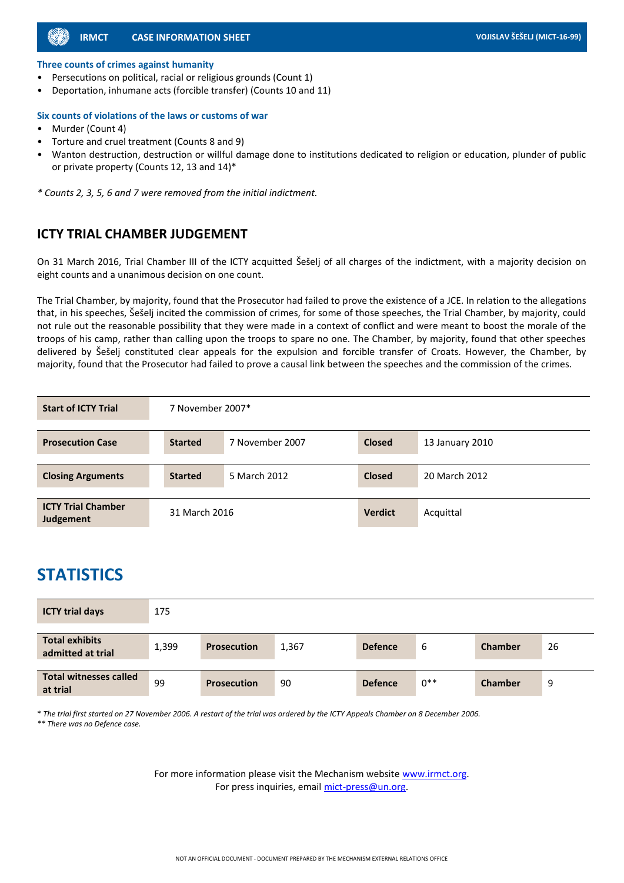### Three counts of crimes against humanity

- Persecutions on political, racial or religious grounds (Count 1)
- Deportation, inhumane acts (forcible transfer) (Counts 10 and 11)

### Six counts of violations of the laws or customs of war

- Murder (Count 4)
- Torture and cruel treatment (Counts 8 and 9)
- Wanton destruction, destruction or willful damage done to institutions dedicated to religion or education, plunder of public or private property (Counts 12, 13 and 14)*

*\* Counts 2, 3, 5, 6 and 7 were removed from the initial indictment.*

## ICTY TRIAL CHAMBER JUDGEMENT

On 31 March 2016, Trial Chamber III of the ICTY acquitted Šešelj of all charges of the indictment, with a majority decision on eight counts and a unanimous decision on one count.

The Trial Chamber, by majority, found that the Prosecutor had failed to prove the existence of a JCE. In relation to the allegations that, in his speeches, Šešelj incited the commission of crimes, for some of those speeches, the Trial Chamber, by majority, could not rule out the reasonable possibility that they were made in a context of conflict and were meant to boost the morale of the troops of his camp, rather than calling upon the troops to spare no one. The Chamber, by majority, found that other speeches delivered by Šešelj constituted clear appeals for the expulsion and forcible transfer of Croats. However, the Chamber, by majority, found that the Prosecutor had failed to prove a causal link between the speeches and the commission of the crimes.

| | | | | |
|---|---|---|---|---|
| **Start of ICTY Trial** | 7 November 2007* | | | |
| **Prosecution Case** | **Started** | 7 November 2007 | **Closed** | 13 January 2010 |
| **Closing Arguments** | **Started** | 5 March 2012 | **Closed** | 20 March 2012 |
| **ICTY Trial Chamber Judgement** | 31 March 2016 | | **Verdict** | Acquittal |

## STATISTICS

| | | | | | | | |
|---|---|---|---|---|---|---|---|
| **ICTY trial days** | 175 | | | | | | |
| **Total exhibits admitted at trial** | 1,399 | **Prosecution** | 1,367 | **Defence** | 6 | **Chamber** | 26 |
| **Total witnesses called at trial** | 99 | **Prosecution** | 90 | **Defence** | 0** | **Chamber** | 9 |

\* *The trial first started on 27 November 2006. A restart of the trial was ordered by the ICTY Appeals Chamber on 8 December 2006.*
*\*\* There was no Defence case.*

For more information please visit the Mechanism website [www.irmct.org](http://www.irmct.org).
For press inquiries, email [mict-press@un.org](mailto:mict-press@un.org).

NOT AN OFFICIAL DOCUMENT - DOCUMENT PREPARED BY THE MECHANISM EXTERNAL RELATIONS OFFICE